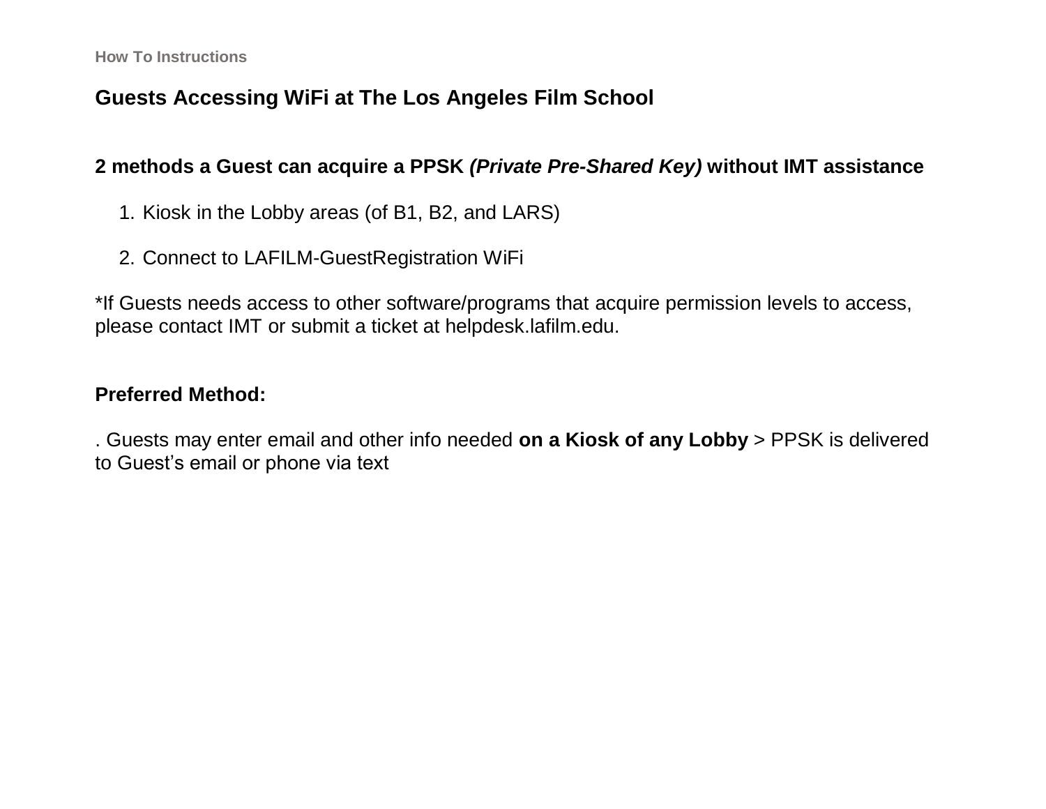How To Instructions

# Guests Accessing WiFi at The Los Angeles Film School

## 2 methods a Guest can acquire a PPSK *(Private Pre-Shared Key)* without IMT assistance

1. Kiosk in the Lobby areas (of B1, B2, and LARS)

2. Connect to LAFILM-GuestRegistration WiFi

*If Guests needs access to other software/programs that acquire permission levels to access, please contact IMT or submit a ticket at helpdesk.lafilm.edu.

## Preferred Method:

. Guests may enter email and other info needed **on a Kiosk of any Lobby** > PPSK is delivered to Guest's email or phone via text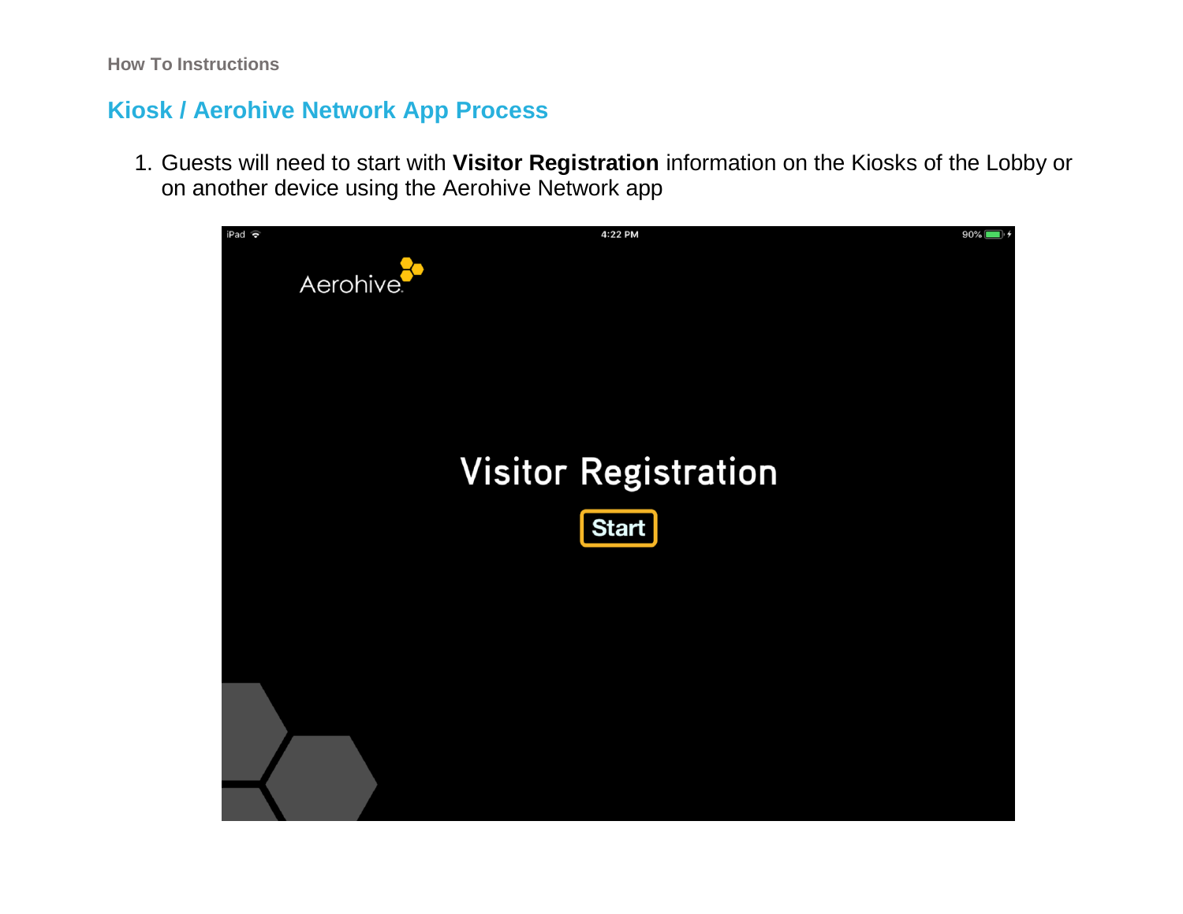## Kiosk / Aerohive Network App Process

1. Guests will need to start with **Visitor Registration** information on the Kiosks of the Lobby or on another device using the Aerohive Network app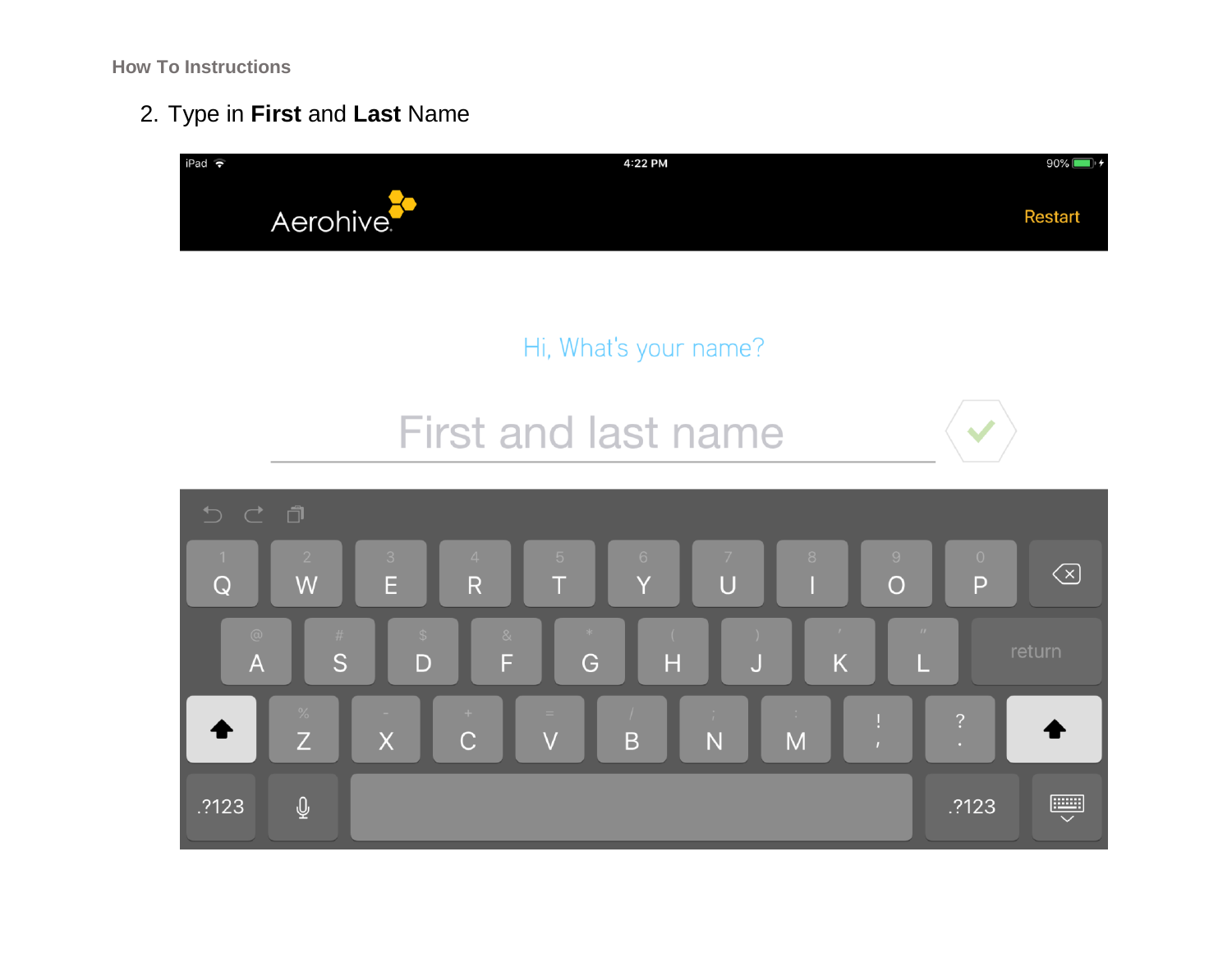2. Type in **First** and **Last** Name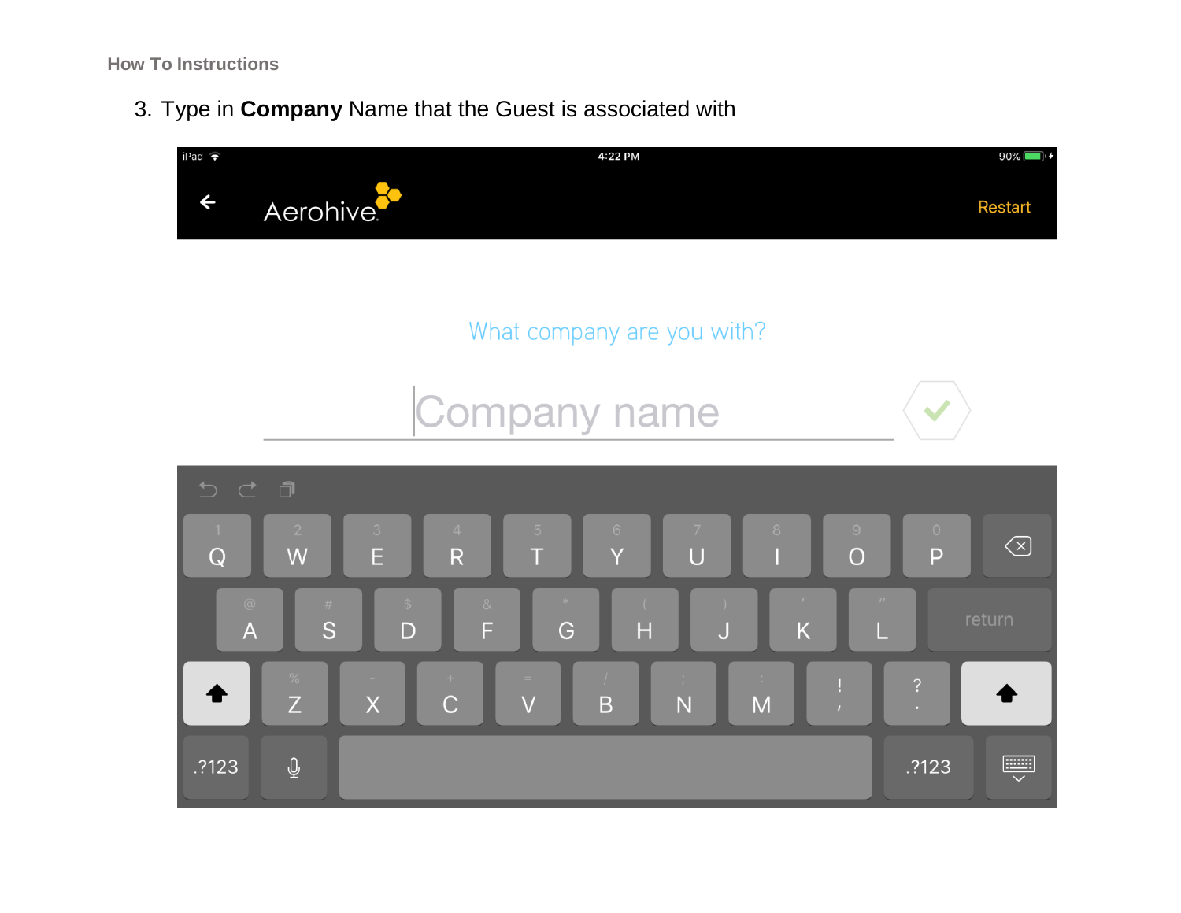3. Type in **Company** Name that the Guest is associated with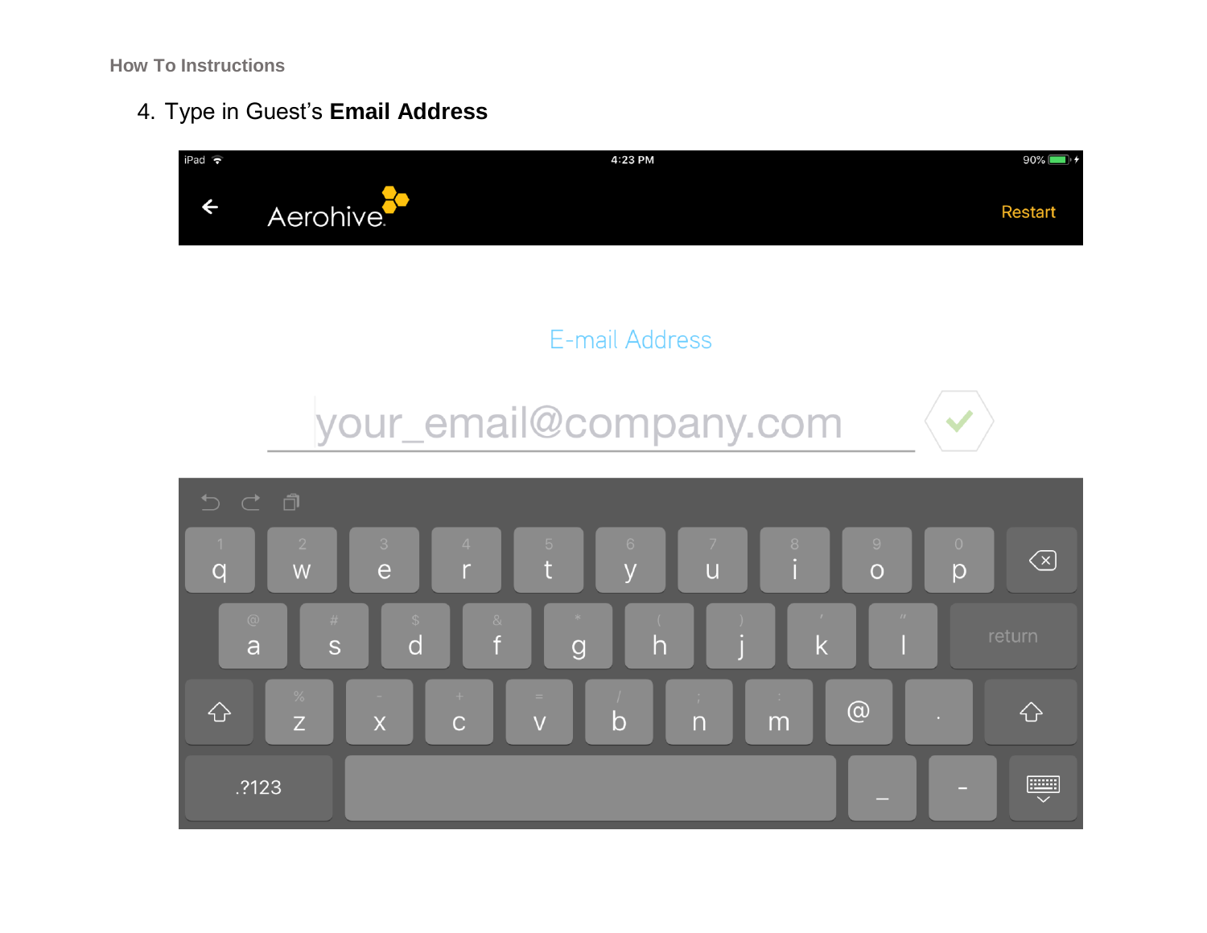4. Type in Guest's **Email Address**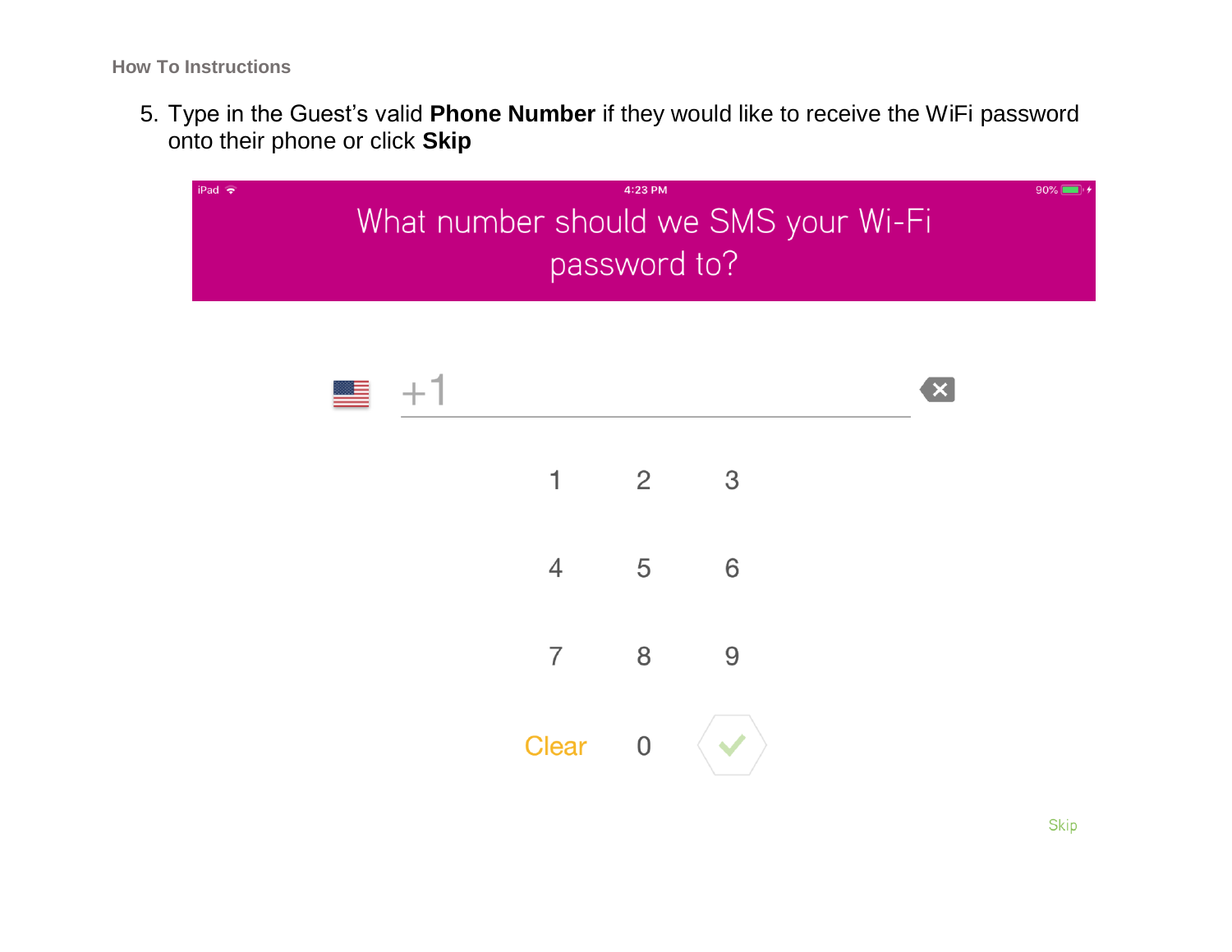5. Type in the Guest's valid **Phone Number** if they would like to receive the WiFi password onto their phone or click **Skip**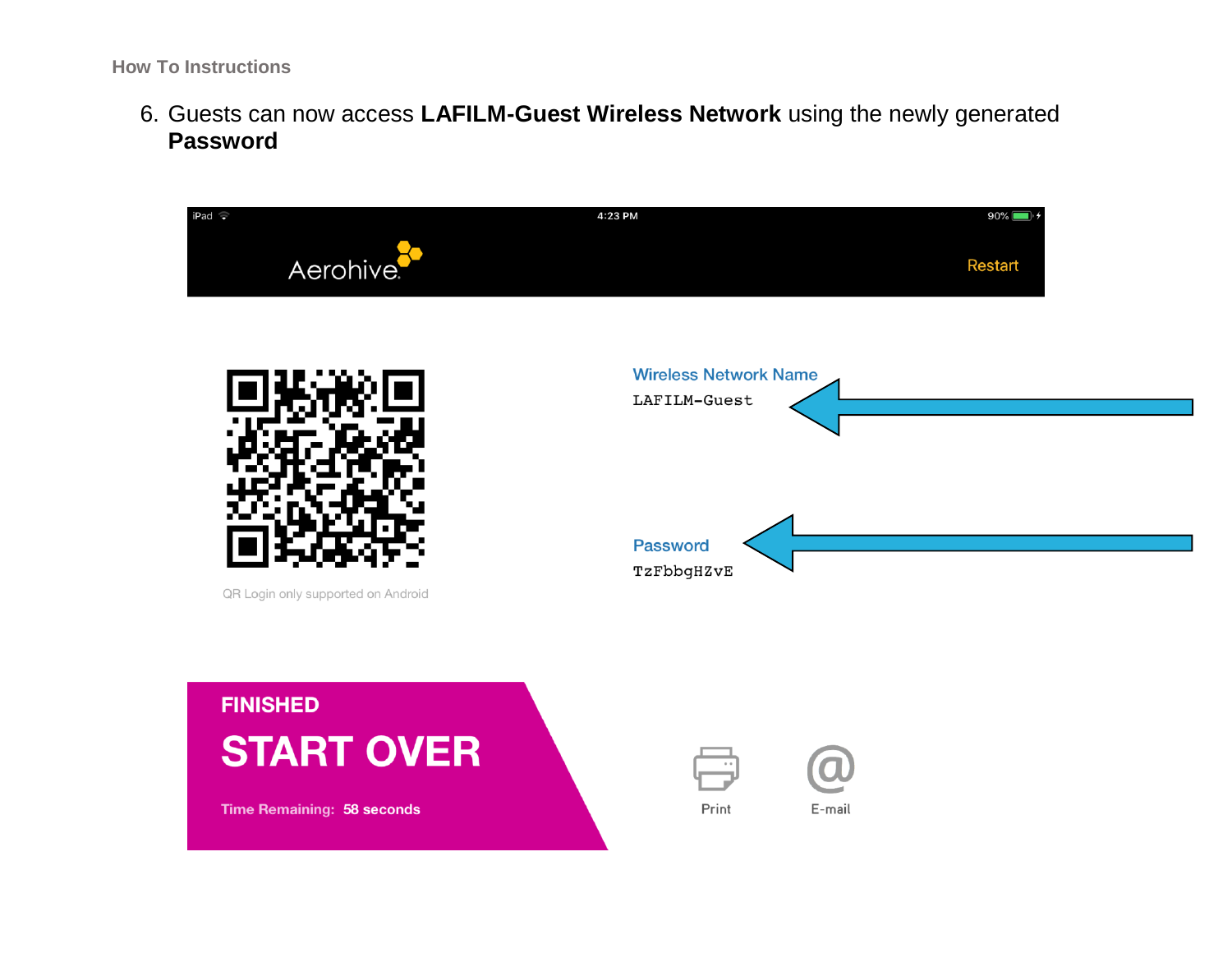6. Guests can now access **LAFILM-Guest Wireless Network** using the newly generated **Password**

iPad 4:23 PM 90%

Aerohive

Restart

Wireless Network Name

LAFILM-Guest

Password

TzFbbgHZvE

QR Login only supported on Android

FINISHED

START OVER

Time Remaining: 58 seconds

Print

E-mail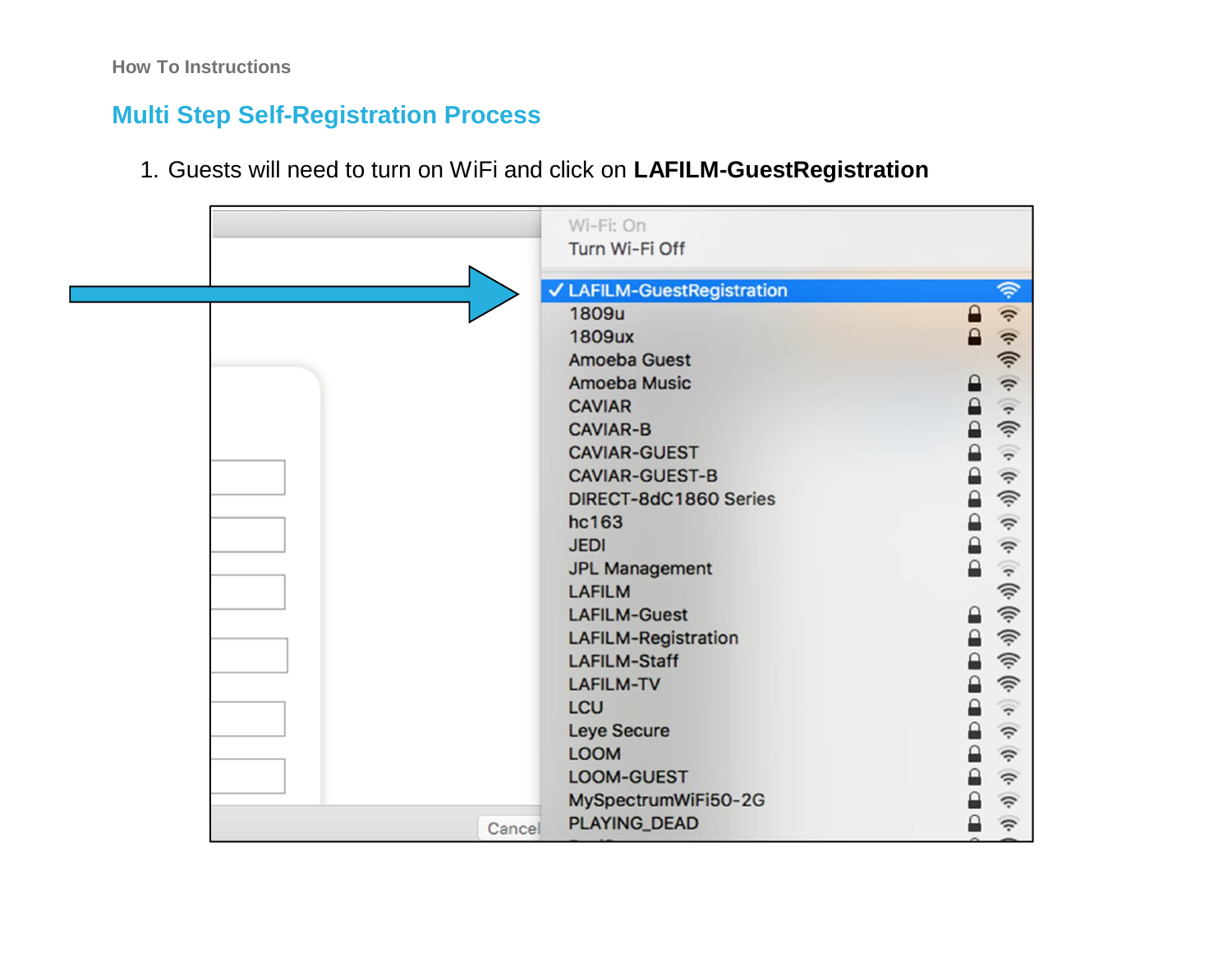How To Instructions

## Multi Step Self-Registration Process

1. Guests will need to turn on WiFi and click on **LAFILM-GuestRegistration**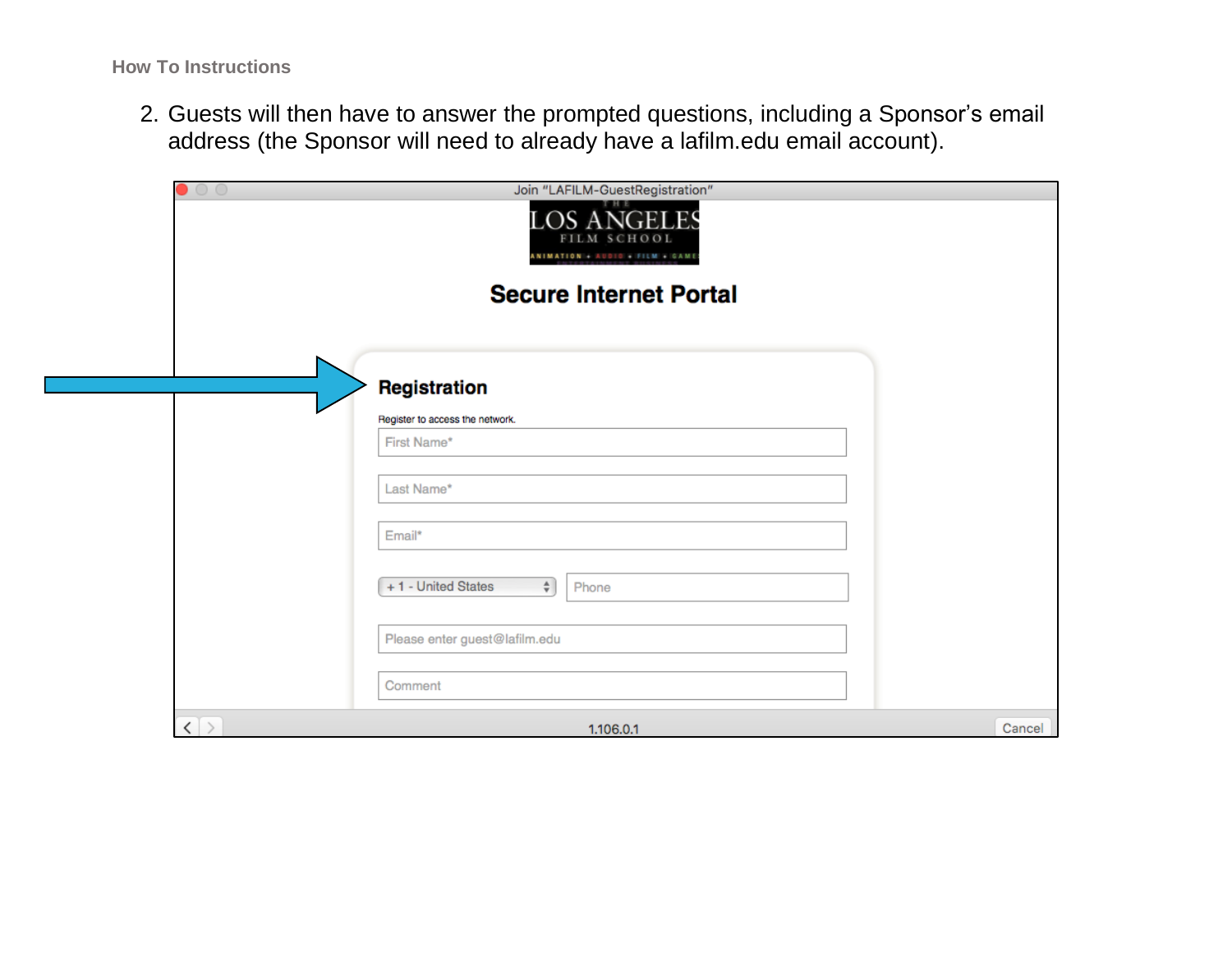2. Guests will then have to answer the prompted questions, including a Sponsor's email address (the Sponsor will need to already have a lafilm.edu email account).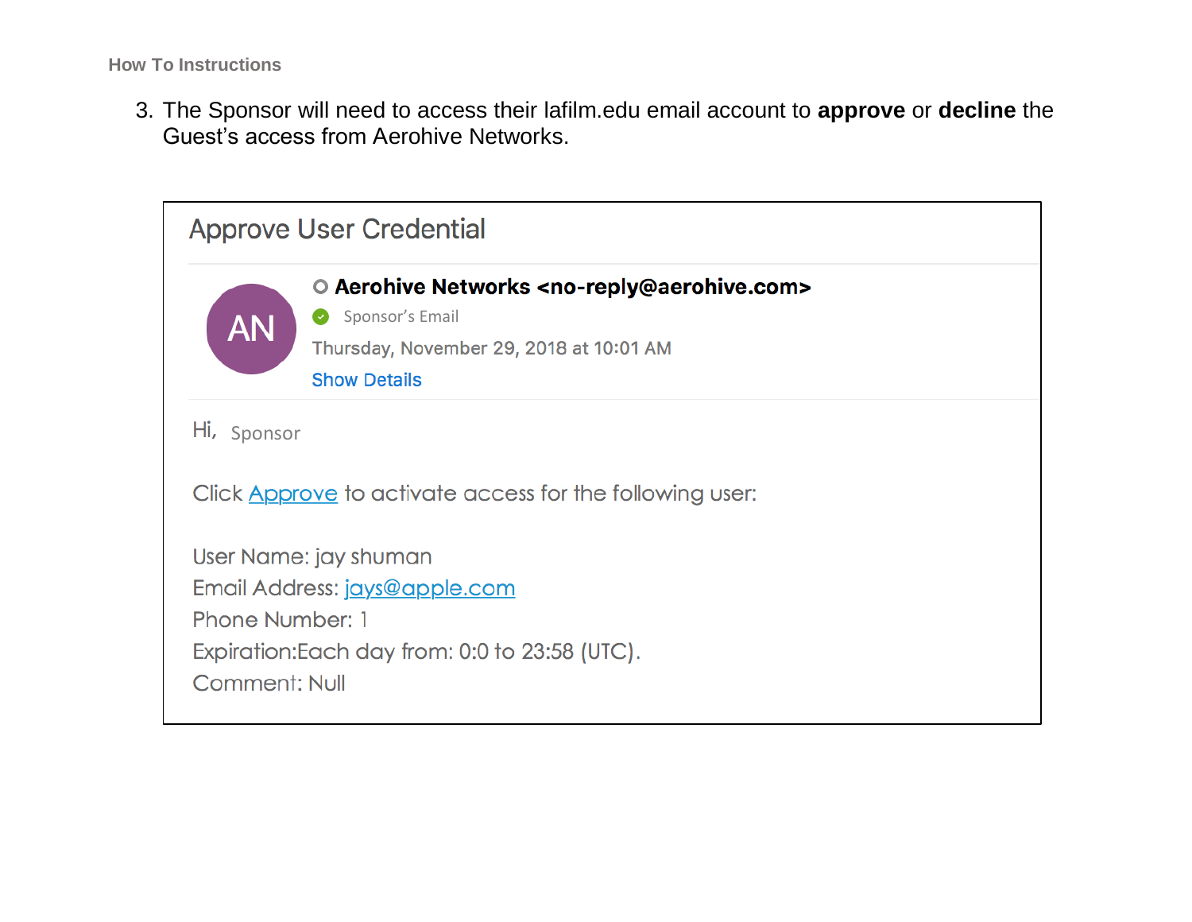3. The Sponsor will need to access their lafilm.edu email account to **approve** or **decline** the Guest's access from Aerohive Networks.

Approve User Credential

AN

**Aerohive Networks <no-reply@aerohive.com>**

Sponsor's Email

Thursday, November 29, 2018 at 10:01 AM

Show Details

Hi, Sponsor

Click Approve to activate access for the following user:

User Name: jay shuman
Email Address: jays@apple.com
Phone Number: 1
Expiration:Each day from: 0:0 to 23:58 (UTC).
Comment: Null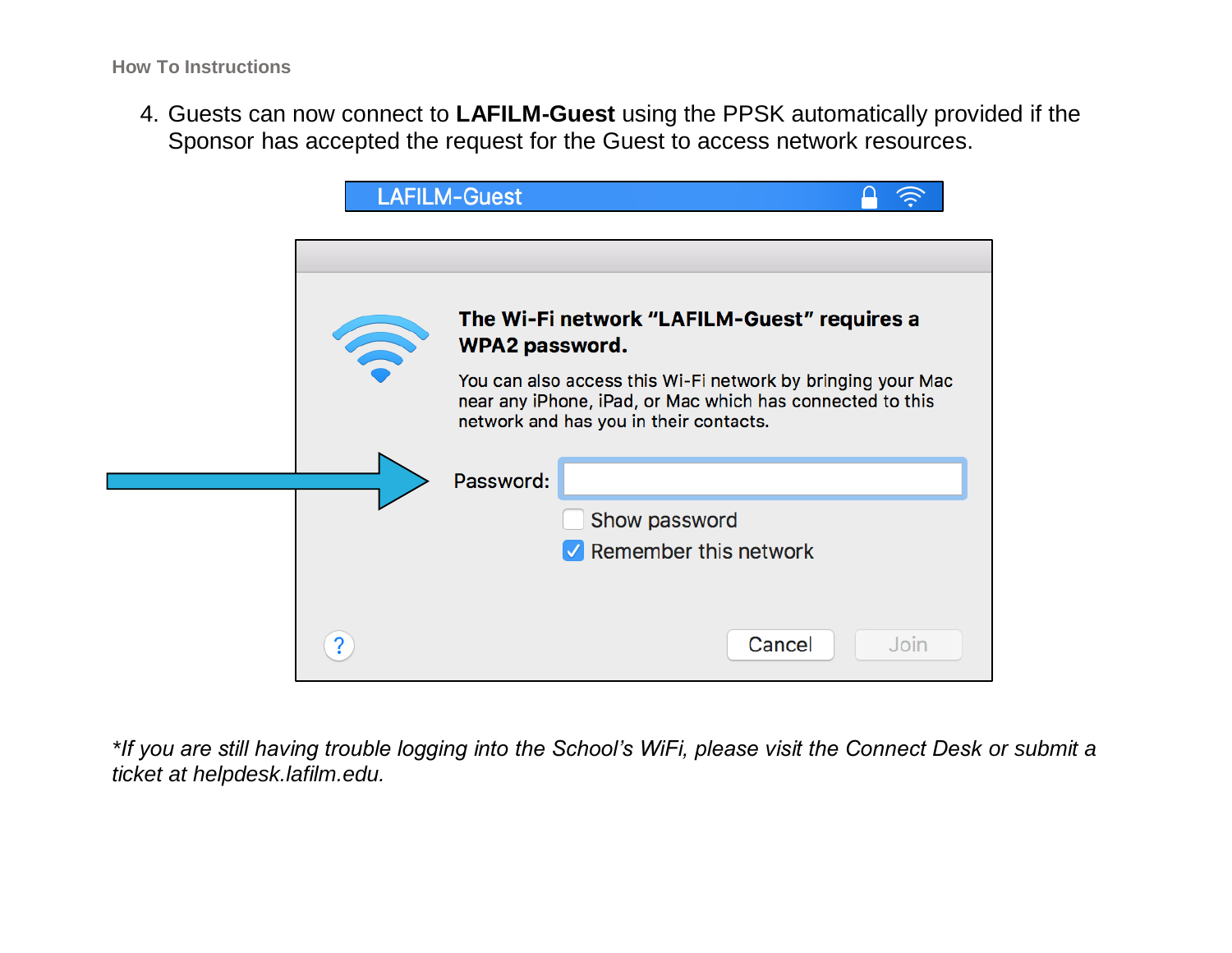4. Guests can now connect to **LAFILM-Guest** using the PPSK automatically provided if the Sponsor has accepted the request for the Guest to access network resources.

LAFILM-Guest

**The Wi-Fi network "LAFILM-Guest" requires a WPA2 password.**

You can also access this Wi-Fi network by bringing your Mac near any iPhone, iPad, or Mac which has connected to this network and has you in their contacts.

Password:

Show password

Remember this network

?

Cancel

Join

*\*If you are still having trouble logging into the School's WiFi, please visit the Connect Desk or submit a ticket at helpdesk.lafilm.edu.*